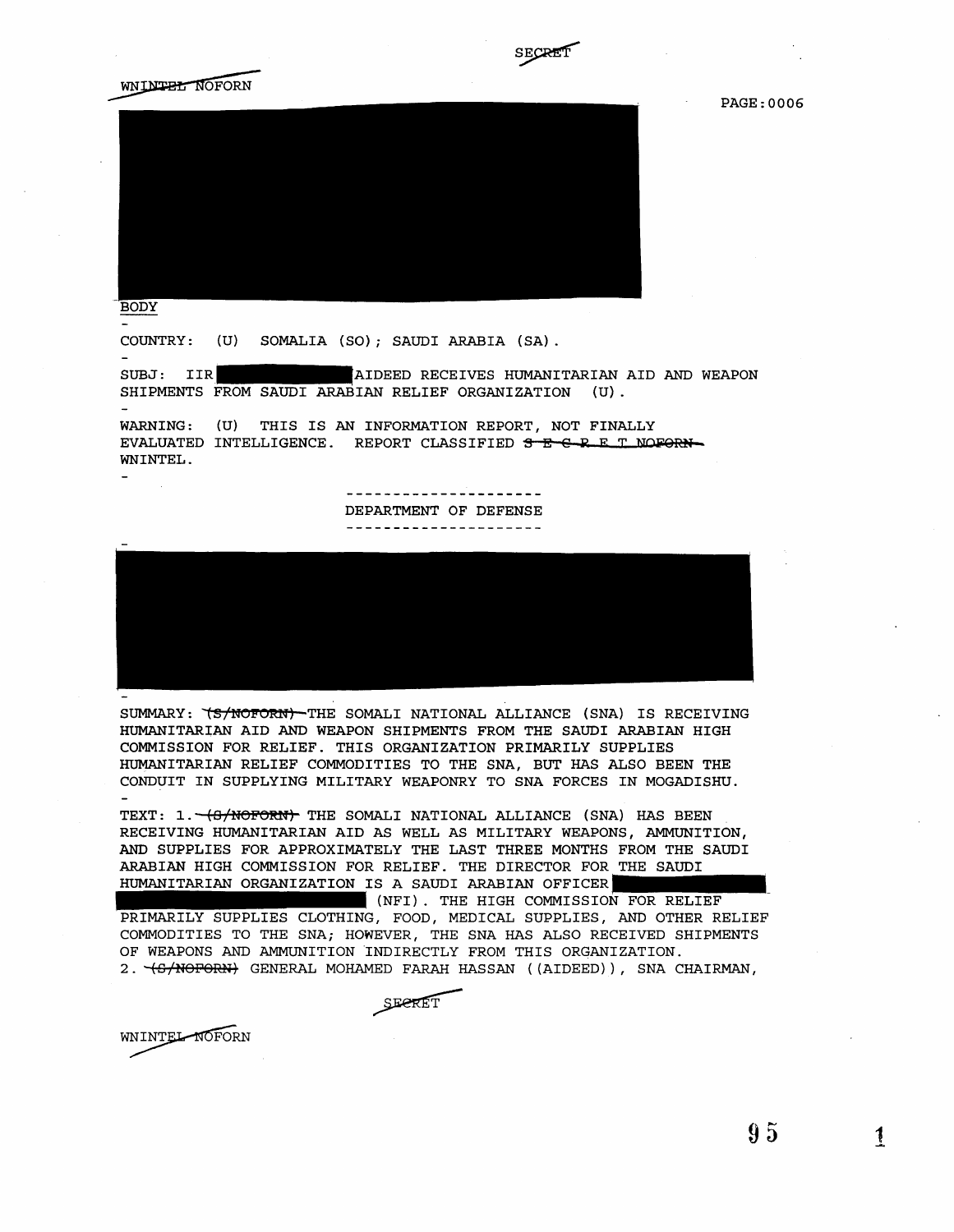SECRET

WNINTEL NOFORN

BODY

COUNTRY: (U) SOMALIA (SO); SAUDI ARABIA (SA).

SUBJ: IIR [REDACTED] AIDEED RECEIVES HUMANITARIAN AID AND WEAPON SHIPMENTS FROM SAUDI ARABIAN RELIEF ORGANIZATION (U).

WARNING: (U) THIS IS AN INFORMATION REPORT, NOT FINALLY EVALUATED INTELLIGENCE. REPORT CLASSIFIED ~~S E C R E T NOFORN~~ WNINTEL.

---------------------
DEPARTMENT OF DEFENSE
---------------------

[REDACTED]

SUMMARY: ~~(S/NOFORN)~~ THE SOMALI NATIONAL ALLIANCE (SNA) IS RECEIVING HUMANITARIAN AID AND WEAPON SHIPMENTS FROM THE SAUDI ARABIAN HIGH COMMISSION FOR RELIEF. THIS ORGANIZATION PRIMARILY SUPPLIES HUMANITARIAN RELIEF COMMODITIES TO THE SNA, BUT HAS ALSO BEEN THE CONDUIT IN SUPPLYING MILITARY WEAPONRY TO SNA FORCES IN MOGADISHU.

TEXT: 1. ~~(S/NOFORN)~~ THE SOMALI NATIONAL ALLIANCE (SNA) HAS BEEN RECEIVING HUMANITARIAN AID AS WELL AS MILITARY WEAPONS, AMMUNITION, AND SUPPLIES FOR APPROXIMATELY THE LAST THREE MONTHS FROM THE SAUDI ARABIAN HIGH COMMISSION FOR RELIEF. THE DIRECTOR FOR THE SAUDI HUMANITARIAN ORGANIZATION IS A SAUDI ARABIAN OFFICER [REDACTED] (NFI). THE HIGH COMMISSION FOR RELIEF PRIMARILY SUPPLIES CLOTHING, FOOD, MEDICAL SUPPLIES, AND OTHER RELIEF COMMODITIES TO THE SNA; HOWEVER, THE SNA HAS ALSO RECEIVED SHIPMENTS OF WEAPONS AND AMMUNITION INDIRECTLY FROM THIS ORGANIZATION.

2. ~~(S/NOFORN)~~ GENERAL MOHAMED FARAH HASSAN ((AIDEED)), SNA CHAIRMAN,

SECRET

WNINTEL NOFORN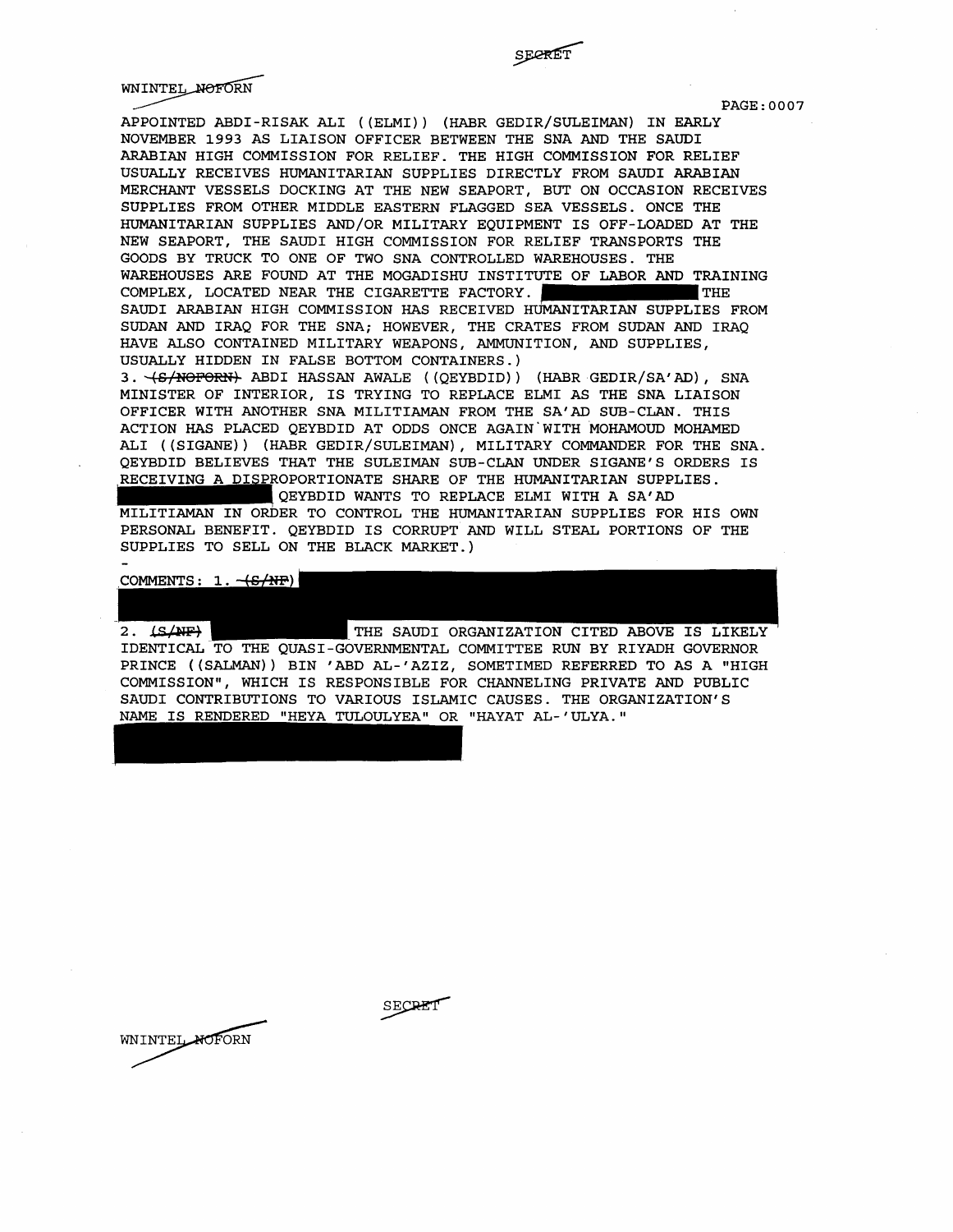APPOINTED ABDI-RISAK ALI ((ELMI)) (HABR GEDIR/SULEIMAN) IN EARLY NOVEMBER 1993 AS LIAISON OFFICER BETWEEN THE SNA AND THE SAUDI ARABIAN HIGH COMMISSION FOR RELIEF. THE HIGH COMMISSION FOR RELIEF USUALLY RECEIVES HUMANITARIAN SUPPLIES DIRECTLY FROM SAUDI ARABIAN MERCHANT VESSELS DOCKING AT THE NEW SEAPORT, BUT ON OCCASION RECEIVES SUPPLIES FROM OTHER MIDDLE EASTERN FLAGGED SEA VESSELS. ONCE THE HUMANITARIAN SUPPLIES AND/OR MILITARY EQUIPMENT IS OFF-LOADED AT THE NEW SEAPORT, THE SAUDI HIGH COMMISSION FOR RELIEF TRANSPORTS THE GOODS BY TRUCK TO ONE OF TWO SNA CONTROLLED WAREHOUSES. THE WAREHOUSES ARE FOUND AT THE MOGADISHU INSTITUTE OF LABOR AND TRAINING COMPLEX, LOCATED NEAR THE CIGARETTE FACTORY. [REDACTED] THE SAUDI ARABIAN HIGH COMMISSION HAS RECEIVED HUMANITARIAN SUPPLIES FROM SUDAN AND IRAQ FOR THE SNA; HOWEVER, THE CRATES FROM SUDAN AND IRAQ HAVE ALSO CONTAINED MILITARY WEAPONS, AMMUNITION, AND SUPPLIES, USUALLY HIDDEN IN FALSE BOTTOM CONTAINERS.)

3. ~~(S/NOFORN)~~ ABDI HASSAN AWALE ((QEYBDID)) (HABR GEDIR/SA'AD), SNA MINISTER OF INTERIOR, IS TRYING TO REPLACE ELMI AS THE SNA LIAISON OFFICER WITH ANOTHER SNA MILITIAMAN FROM THE SA'AD SUB-CLAN. THIS ACTION HAS PLACED QEYBDID AT ODDS ONCE AGAIN WITH MOHAMOUD MOHAMED ALI ((SIGANE)) (HABR GEDIR/SULEIMAN), MILITARY COMMANDER FOR THE SNA. QEYBDID BELIEVES THAT THE SULEIMAN SUB-CLAN UNDER SIGANE'S ORDERS IS RECEIVING A DISPROPORTIONATE SHARE OF THE HUMANITARIAN SUPPLIES. [REDACTED] QEYBDID WANTS TO REPLACE ELMI WITH A SA'AD MILITIAMAN IN ORDER TO CONTROL THE HUMANITARIAN SUPPLIES FOR HIS OWN PERSONAL BENEFIT. QEYBDID IS CORRUPT AND WILL STEAL PORTIONS OF THE SUPPLIES TO SELL ON THE BLACK MARKET.)

-

COMMENTS: 1. ~~(S/NF)~~ [REDACTED]

2. ~~(S/NF)~~ [REDACTED] THE SAUDI ORGANIZATION CITED ABOVE IS LIKELY IDENTICAL TO THE QUASI-GOVERNMENTAL COMMITTEE RUN BY RIYADH GOVERNOR PRINCE ((SALMAN)) BIN 'ABD AL-'AZIZ, SOMETIMED REFERRED TO AS A "HIGH COMMISSION", WHICH IS RESPONSIBLE FOR CHANNELING PRIVATE AND PUBLIC SAUDI CONTRIBUTIONS TO VARIOUS ISLAMIC CAUSES. THE ORGANIZATION'S NAME IS RENDERED "HEYA TULOULYEA" OR "HAYAT AL-'ULYA."

[REDACTED]